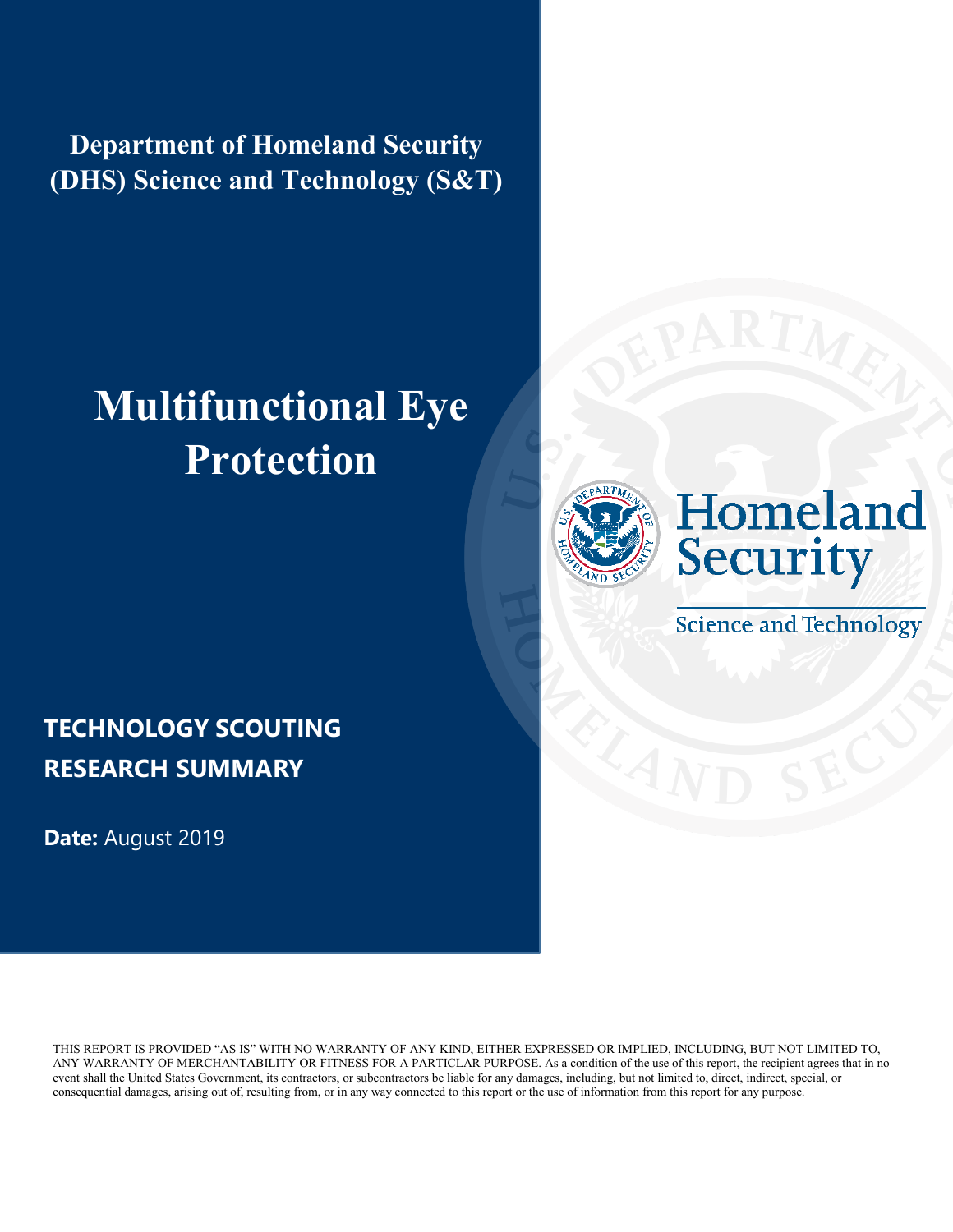**Department of Homeland Security (DHS) Science and Technology (S&T)**

# Multifunctional Eye Protection

Homeland Security

Science and Technology

## TECHNOLOGY SCOUTING RESEARCH SUMMARY

**Date:** August 2019

THIS REPORT IS PROVIDED "AS IS" WITH NO WARRANTY OF ANY KIND, EITHER EXPRESSED OR IMPLIED, INCLUDING, BUT NOT LIMITED TO, ANY WARRANTY OF MERCHANTABILITY OR FITNESS FOR A PARTICLAR PURPOSE. As a condition of the use of this report, the recipient agrees that in no event shall the United States Government, its contractors, or subcontractors be liable for any damages, including, but not limited to, direct, indirect, special, or consequential damages, arising out of, resulting from, or in any way connected to this report or the use of information from this report for any purpose.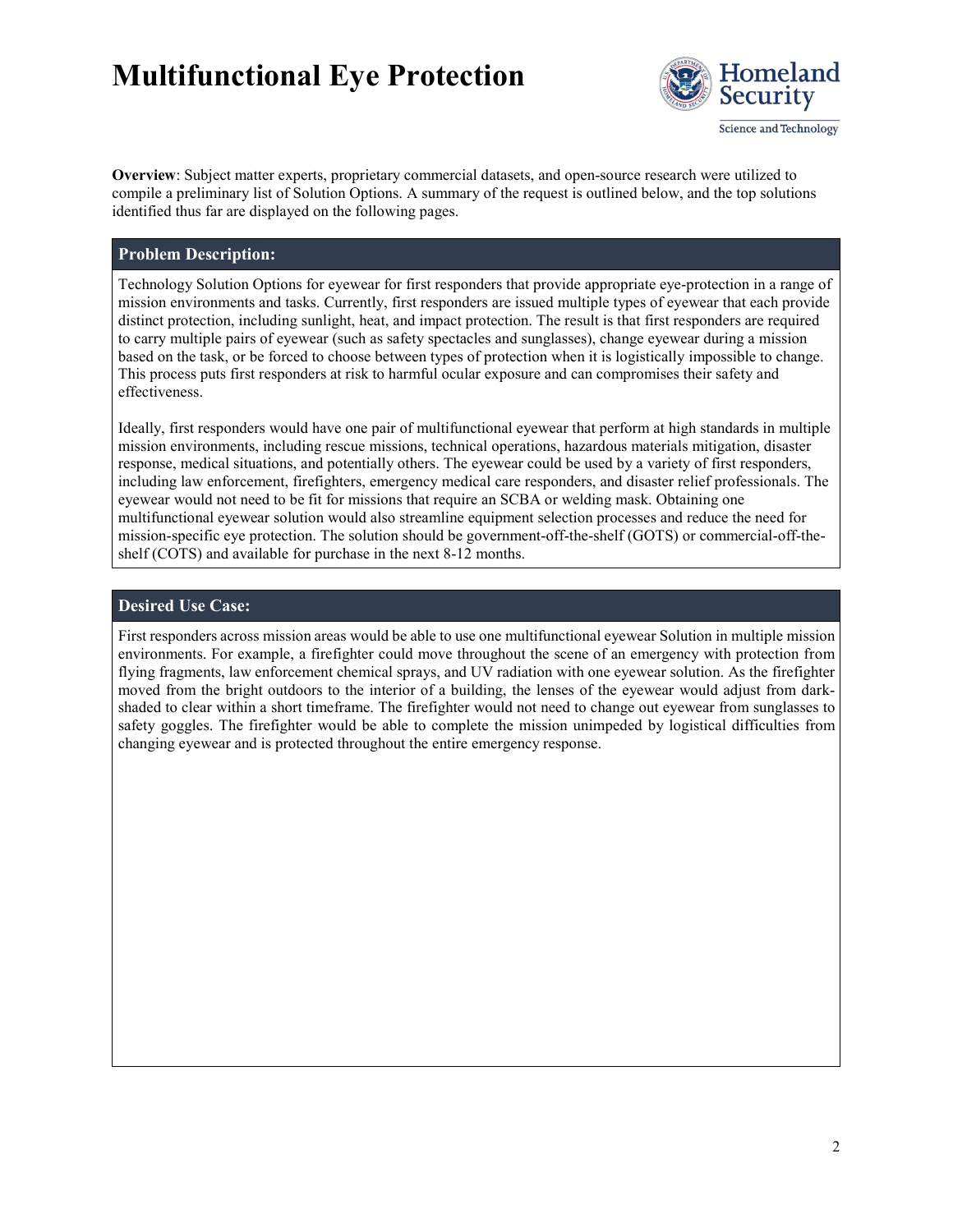# Multifunctional Eye Protection

**Overview**: Subject matter experts, proprietary commercial datasets, and open-source research were utilized to compile a preliminary list of Solution Options. A summary of the request is outlined below, and the top solutions identified thus far are displayed on the following pages.

## Problem Description:

Technology Solution Options for eyewear for first responders that provide appropriate eye-protection in a range of mission environments and tasks. Currently, first responders are issued multiple types of eyewear that each provide distinct protection, including sunlight, heat, and impact protection. The result is that first responders are required to carry multiple pairs of eyewear (such as safety spectacles and sunglasses), change eyewear during a mission based on the task, or be forced to choose between types of protection when it is logistically impossible to change. This process puts first responders at risk to harmful ocular exposure and can compromises their safety and effectiveness.

Ideally, first responders would have one pair of multifunctional eyewear that perform at high standards in multiple mission environments, including rescue missions, technical operations, hazardous materials mitigation, disaster response, medical situations, and potentially others. The eyewear could be used by a variety of first responders, including law enforcement, firefighters, emergency medical care responders, and disaster relief professionals. The eyewear would not need to be fit for missions that require an SCBA or welding mask. Obtaining one multifunctional eyewear solution would also streamline equipment selection processes and reduce the need for mission-specific eye protection. The solution should be government-off-the-shelf (GOTS) or commercial-off-the-shelf (COTS) and available for purchase in the next 8-12 months.

## Desired Use Case:

First responders across mission areas would be able to use one multifunctional eyewear Solution in multiple mission environments. For example, a firefighter could move throughout the scene of an emergency with protection from flying fragments, law enforcement chemical sprays, and UV radiation with one eyewear solution. As the firefighter moved from the bright outdoors to the interior of a building, the lenses of the eyewear would adjust from dark-shaded to clear within a short timeframe. The firefighter would not need to change out eyewear from sunglasses to safety goggles. The firefighter would be able to complete the mission unimpeded by logistical difficulties from changing eyewear and is protected throughout the entire emergency response.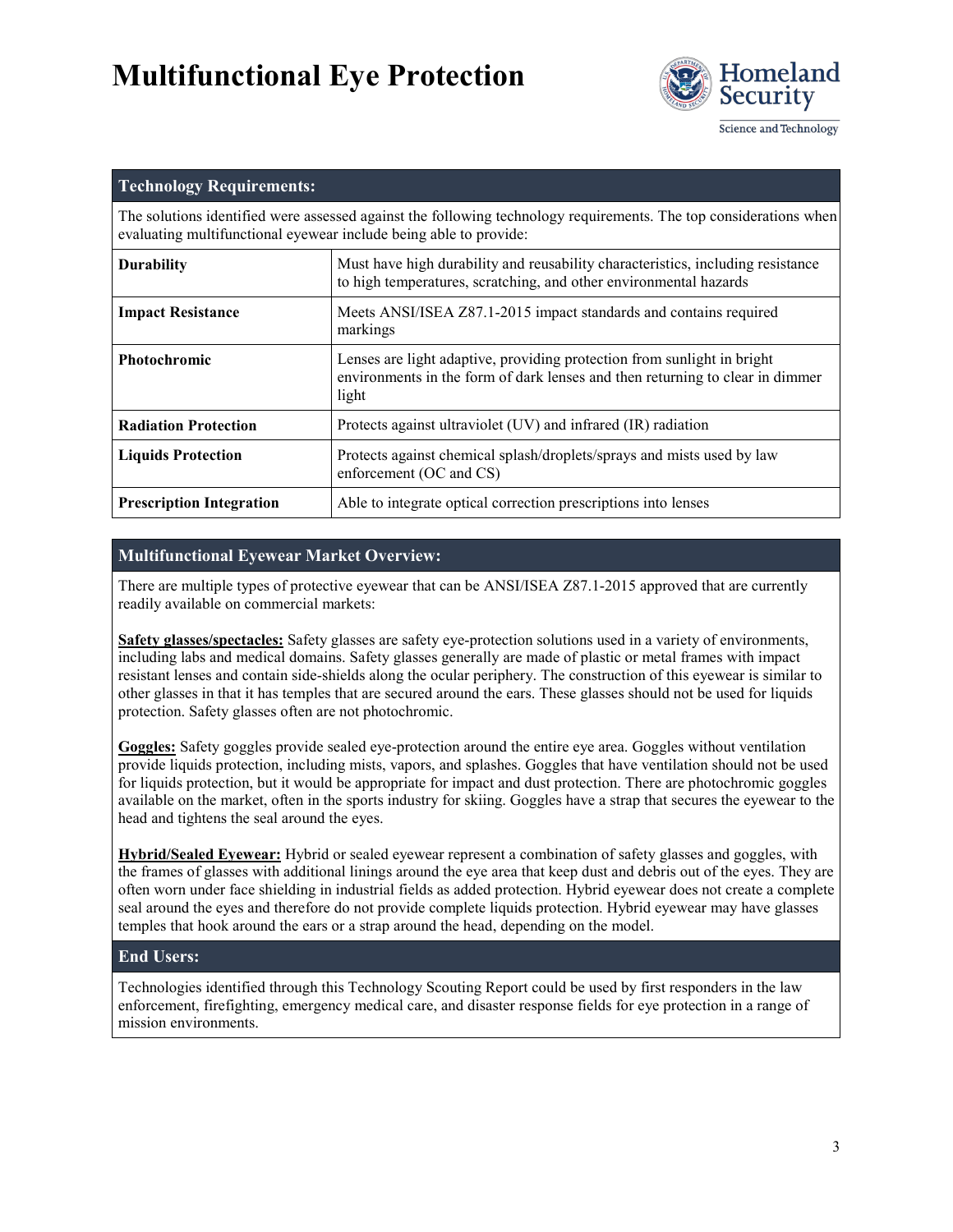# Multifunctional Eye Protection

## Technology Requirements:

The solutions identified were assessed against the following technology requirements. The top considerations when evaluating multifunctional eyewear include being able to provide:

| | |
|---|---|
| **Durability** | Must have high durability and reusability characteristics, including resistance to high temperatures, scratching, and other environmental hazards |
| **Impact Resistance** | Meets ANSI/ISEA Z87.1-2015 impact standards and contains required markings |
| **Photochromic** | Lenses are light adaptive, providing protection from sunlight in bright environments in the form of dark lenses and then returning to clear in dimmer light |
| **Radiation Protection** | Protects against ultraviolet (UV) and infrared (IR) radiation |
| **Liquids Protection** | Protects against chemical splash/droplets/sprays and mists used by law enforcement (OC and CS) |
| **Prescription Integration** | Able to integrate optical correction prescriptions into lenses |

## Multifunctional Eyewear Market Overview:

There are multiple types of protective eyewear that can be ANSI/ISEA Z87.1-2015 approved that are currently readily available on commercial markets:

**Safety glasses/spectacles:** Safety glasses are safety eye-protection solutions used in a variety of environments, including labs and medical domains. Safety glasses generally are made of plastic or metal frames with impact resistant lenses and contain side-shields along the ocular periphery. The construction of this eyewear is similar to other glasses in that it has temples that are secured around the ears. These glasses should not be used for liquids protection. Safety glasses often are not photochromic.

**Goggles:** Safety goggles provide sealed eye-protection around the entire eye area. Goggles without ventilation provide liquids protection, including mists, vapors, and splashes. Goggles that have ventilation should not be used for liquids protection, but it would be appropriate for impact and dust protection. There are photochromic goggles available on the market, often in the sports industry for skiing. Goggles have a strap that secures the eyewear to the head and tightens the seal around the eyes.

**Hybrid/Sealed Eyewear:** Hybrid or sealed eyewear represent a combination of safety glasses and goggles, with the frames of glasses with additional linings around the eye area that keep dust and debris out of the eyes. They are often worn under face shielding in industrial fields as added protection. Hybrid eyewear does not create a complete seal around the eyes and therefore do not provide complete liquids protection. Hybrid eyewear may have glasses temples that hook around the ears or a strap around the head, depending on the model.

## End Users:

Technologies identified through this Technology Scouting Report could be used by first responders in the law enforcement, firefighting, emergency medical care, and disaster response fields for eye protection in a range of mission environments.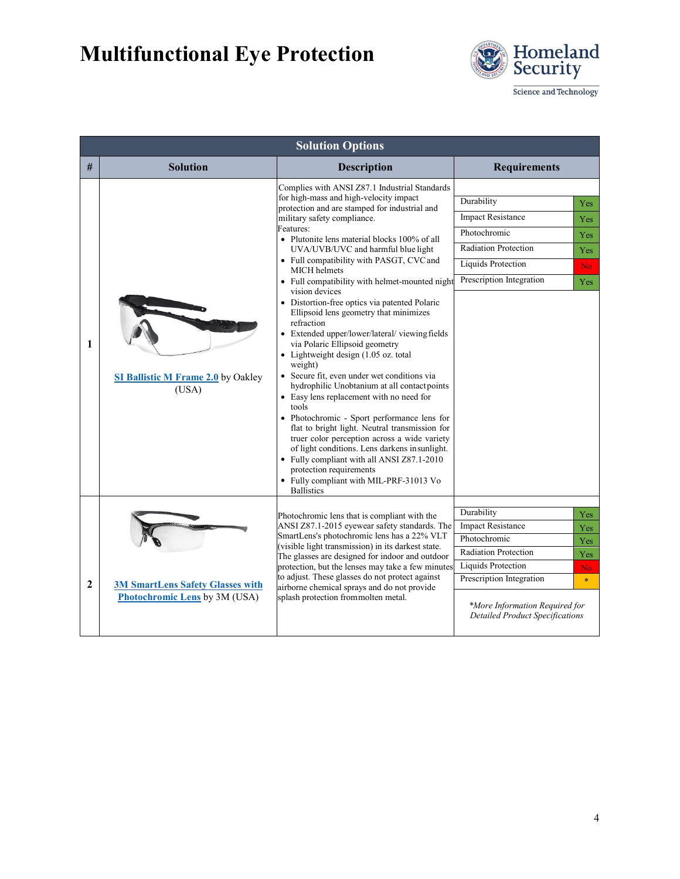# Multifunctional Eye Protection

Homeland Security

Science and Technology

| Solution Options | | | |
|---|---|---|---|
| **#** | **Solution** | **Description** | **Requirements** |
| 1 | SI Ballistic M Frame 2.0 by Oakley (USA) | Complies with ANSI Z87.1 Industrial Standards for high-mass and high-velocity impact protection and are stamped for industrial and military safety compliance.<br>Features:<br>• Plutonite lens material blocks 100% of all UVA/UVB/UVC and harmful blue light<br>• Full compatibility with PASGT, CVC and MICH helmets<br>• Full compatibility with helmet-mounted night vision devices<br>• Distortion-free optics via patented Polaric Ellipsoid lens geometry that minimizes refraction<br>• Extended upper/lower/lateral/ viewing fields via Polaric Ellipsoid geometry<br>• Lightweight design (1.05 oz. total weight)<br>• Secure fit, even under wet conditions via hydrophilic Unobtanium at all contact points<br>• Easy lens replacement with no need for tools<br>• Photochromic - Sport performance lens for flat to bright light. Neutral transmission for truer color perception across a wide variety of light conditions. Lens darkens in sunlight.<br>• Fully compliant with all ANSI Z87.1-2010 protection requirements<br>• Fully compliant with MIL-PRF-31013 Vo Ballistics | Durability: Yes<br>Impact Resistance: Yes<br>Photochromic: Yes<br>Radiation Protection: Yes<br>Liquids Protection: No<br>Prescription Integration: Yes |
| 2 | 3M SmartLens Safety Glasses with Photochromic Lens by 3M (USA) | Photochromic lens that is compliant with the ANSI Z87.1-2015 eyewear safety standards. The SmartLens's photochromic lens has a 22% VLT (visible light transmission) in its darkest state. The glasses are designed for indoor and outdoor protection, but the lenses may take a few minutes to adjust. These glasses do not protect against airborne chemical sprays and do not provide splash protection from molten metal. | Durability: Yes<br>Impact Resistance: Yes<br>Photochromic: Yes<br>Radiation Protection: Yes<br>Liquids Protection: No<br>Prescription Integration: *<br><br>*\*More Information Required for Detailed Product Specifications* |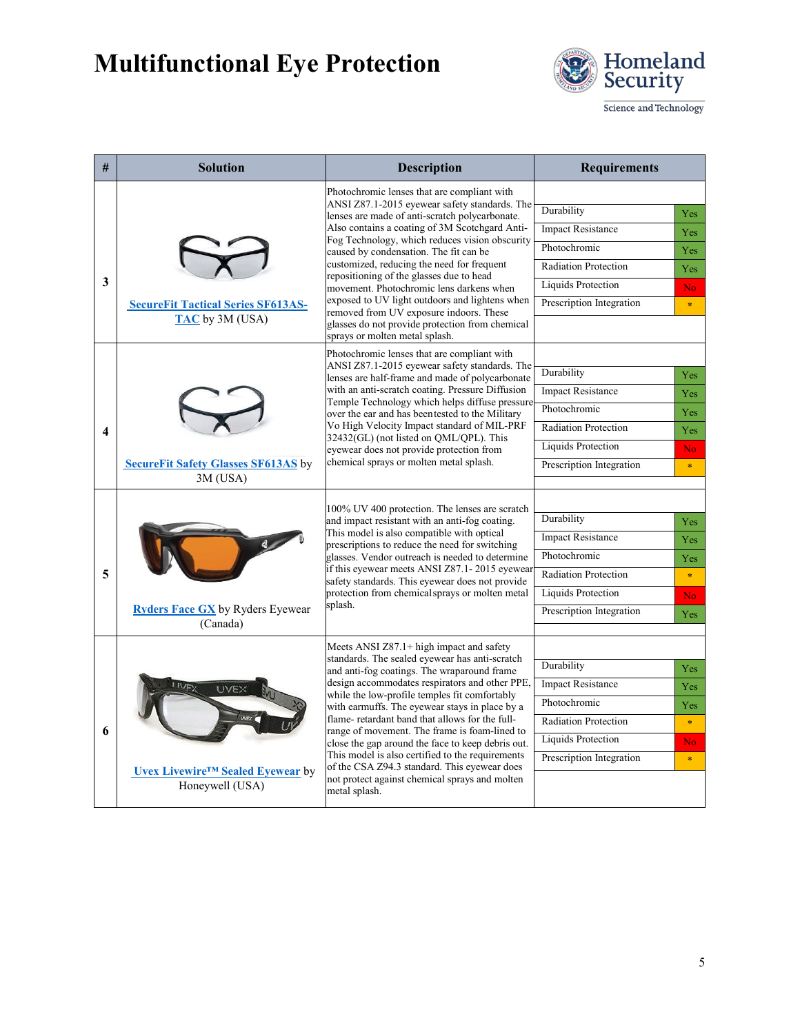# Multifunctional Eye Protection

| # | Solution | Description | Requirements |
|---|---|---|---|
| 3 | [SecureFit Tactical Series SF613AS-TAC](#) by 3M (USA) | Photochromic lenses that are compliant with ANSI Z87.1-2015 eyewear safety standards. The lenses are made of anti-scratch polycarbonate. Also contains a coating of 3M Scotchgard Anti-Fog Technology, which reduces vision obscurity caused by condensation. The fit can be customized, reducing the need for frequent repositioning of the glasses due to head movement. Photochromic lens darkens when exposed to UV light outdoors and lightens when removed from UV exposure indoors. These glasses do not provide protection from chemical sprays or molten metal splash. | Durability: Yes<br>Impact Resistance: Yes<br>Photochromic: Yes<br>Radiation Protection: Yes<br>Liquids Protection: No<br>Prescription Integration: * |
| 4 | [SecureFit Safety Glasses SF613AS](#) by 3M (USA) | Photochromic lenses that are compliant with ANSI Z87.1-2015 eyewear safety standards. The lenses are half-frame and made of polycarbonate with an anti-scratch coating. Pressure Diffusion Temple Technology which helps diffuse pressure over the ear and has beentested to the Military Vo High Velocity Impact standard of MIL-PRF 32432(GL) (not listed on QML/QPL). This eyewear does not provide protection from chemical sprays or molten metal splash. | Durability: Yes<br>Impact Resistance: Yes<br>Photochromic: Yes<br>Radiation Protection: Yes<br>Liquids Protection: No<br>Prescription Integration: * |
| 5 | [Ryders Face GX](#) by Ryders Eyewear (Canada) | 100% UV 400 protection. The lenses are scratch and impact resistant with an anti-fog coating. This model is also compatible with optical prescriptions to reduce the need for switching glasses. Vendor outreach is needed to determine if this eyewear meets ANSI Z87.1- 2015 eyewear safety standards. This eyewear does not provide protection from chemicalsprays or molten metal splash. | Durability: Yes<br>Impact Resistance: Yes<br>Photochromic: Yes<br>Radiation Protection: *<br>Liquids Protection: No<br>Prescription Integration: Yes |
| 6 | [Uvex Livewire™ Sealed Eyewear](#) by Honeywell (USA) | Meets ANSI Z87.1+ high impact and safety standards. The sealed eyewear has anti-scratch and anti-fog coatings. The wraparound frame design accommodates respirators and other PPE, while the low-profile temples fit comfortably with earmuffs. The eyewear stays in place by a flame- retardant band that allows for the full-range of movement. The frame is foam-lined to close the gap around the face to keep debris out. This model is also certified to the requirements of the CSA Z94.3 standard. This eyewear does not protect against chemical sprays and molten metal splash. | Durability: Yes<br>Impact Resistance: Yes<br>Photochromic: Yes<br>Radiation Protection: *<br>Liquids Protection: No<br>Prescription Integration: * |